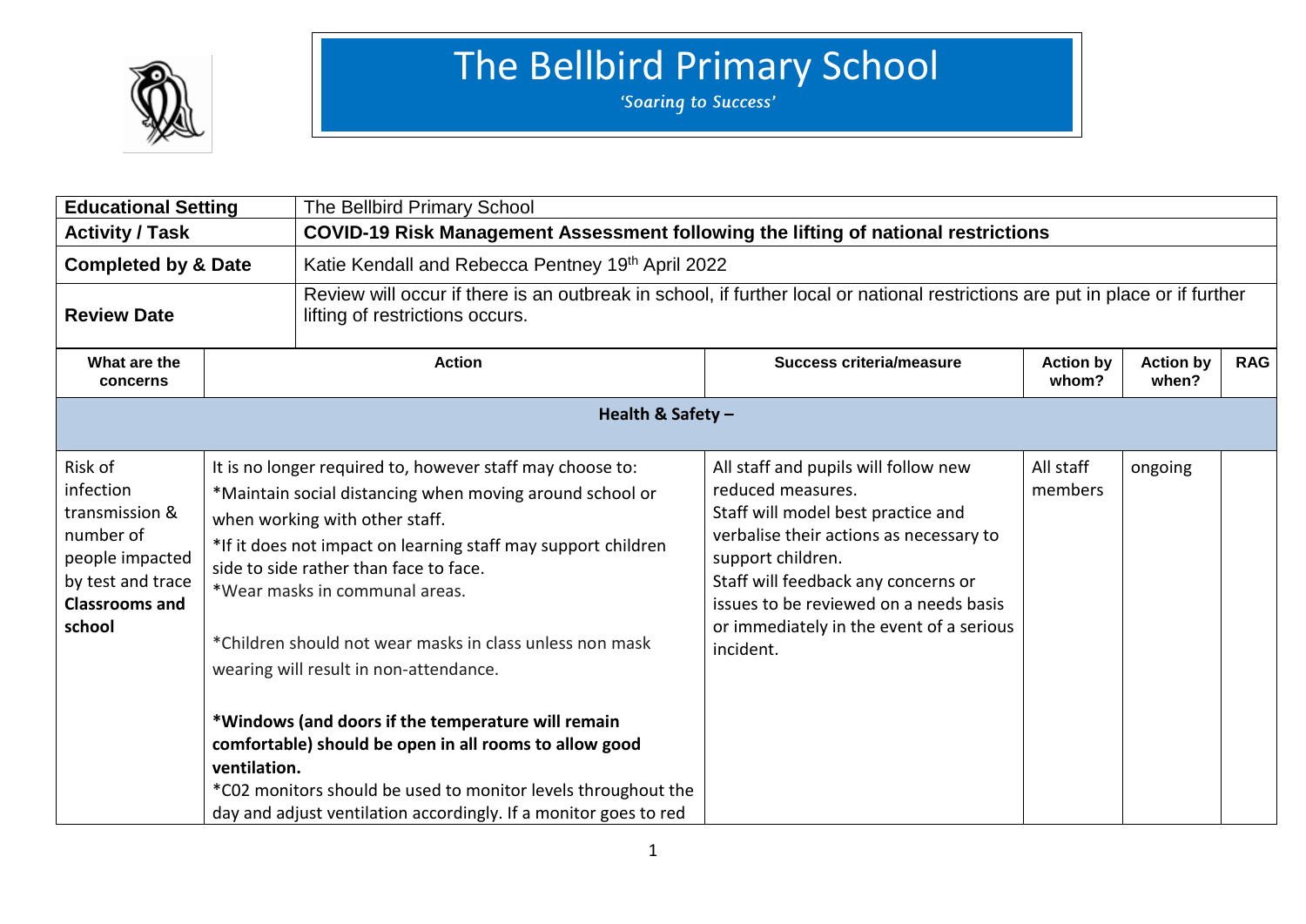# The Bellbird Primary School

*'Soaring to Success'*

| **Educational Setting** | The Bellbird Primary School |
|---|---|
| **Activity / Task** | **COVID-19 Risk Management Assessment following the lifting of national restrictions** |
| **Completed by & Date** | Katie Kendall and Rebecca Pentney 19th April 2022 |
| **Review Date** | Review will occur if there is an outbreak in school, if further local or national restrictions are put in place or if further lifting of restrictions occurs. |

| What are the concerns | Action | Success criteria/measure | Action by whom? | Action by when? | RAG |
|---|---|---|---|---|---|
| **Health & Safety –** | | | | | |
| Risk of infection transmission & number of people impacted by test and trace **Classrooms and school** | It is no longer required to, however staff may choose to:<br>*Maintain social distancing when moving around school or when working with other staff.<br>*If it does not impact on learning staff may support children side to side rather than face to face.<br>*Wear masks in communal areas.<br><br>*Children should not wear masks in class unless non mask wearing will result in non-attendance.<br><br>**\*Windows (and doors if the temperature will remain comfortable) should be open in all rooms to allow good ventilation.**<br>*C02 monitors should be used to monitor levels throughout the day and adjust ventilation accordingly. If a monitor goes to red | All staff and pupils will follow new reduced measures.<br>Staff will model best practice and verbalise their actions as necessary to support children.<br>Staff will feedback any concerns or issues to be reviewed on a needs basis or immediately in the event of a serious incident. | All staff members | ongoing | |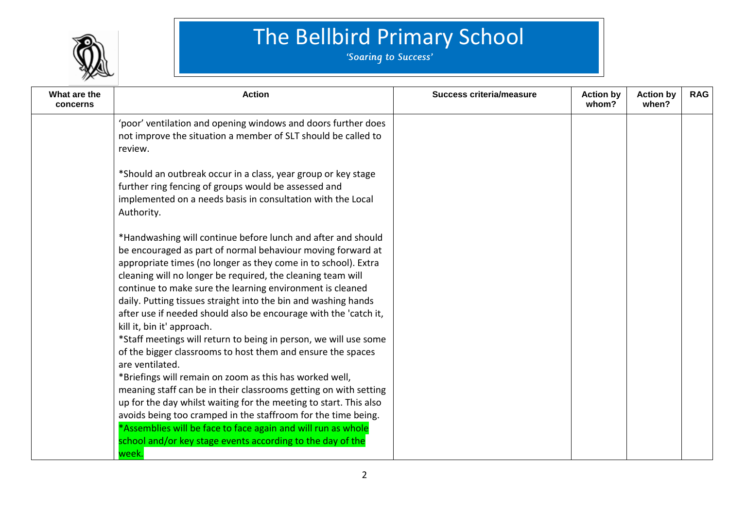# The Bellbird Primary School

*'Soaring to Success'*

| What are the concerns | Action | Success criteria/measure | Action by whom? | Action by when? | RAG |
|---|---|---|---|---|---|
| | 'poor' ventilation and opening windows and doors further does not improve the situation a member of SLT should be called to review.<br><br>*Should an outbreak occur in a class, year group or key stage further ring fencing of groups would be assessed and implemented on a needs basis in consultation with the Local Authority.<br><br>*Handwashing will continue before lunch and after and should be encouraged as part of normal behaviour moving forward at appropriate times (no longer as they come in to school). Extra cleaning will no longer be required, the cleaning team will continue to make sure the learning environment is cleaned daily. Putting tissues straight into the bin and washing hands after use if needed should also be encourage with the 'catch it, kill it, bin it' approach.<br>*Staff meetings will return to being in person, we will use some of the bigger classrooms to host them and ensure the spaces are ventilated.<br>*Briefings will remain on zoom as this has worked well, meaning staff can be in their classrooms getting on with setting up for the day whilst waiting for the meeting to start. This also avoids being too cramped in the staffroom for the time being.<br>*Assemblies will be face to face again and will run as whole school and/or key stage events according to the day of the week. | | | | |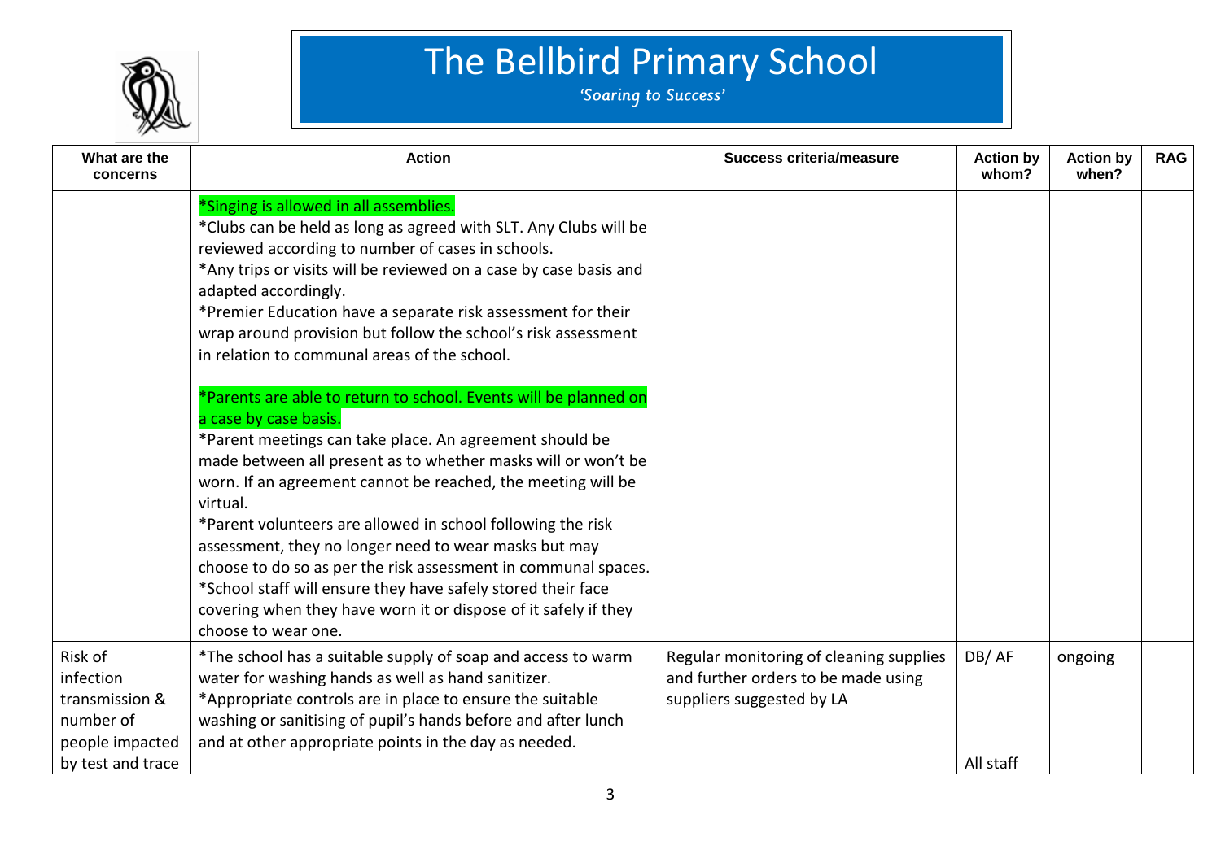# The Bellbird Primary School

*'Soaring to Success'*

| What are the concerns | Action | Success criteria/measure | Action by whom? | Action by when? | RAG |
|---|---|---|---|---|---|
| | *Singing is allowed in all assemblies.<br>*Clubs can be held as long as agreed with SLT. Any Clubs will be reviewed according to number of cases in schools.<br>*Any trips or visits will be reviewed on a case by case basis and adapted accordingly.<br>*Premier Education have a separate risk assessment for their wrap around provision but follow the school's risk assessment in relation to communal areas of the school.<br><br>*Parents are able to return to school. Events will be planned on a case by case basis.<br>*Parent meetings can take place. An agreement should be made between all present as to whether masks will or won't be worn. If an agreement cannot be reached, the meeting will be virtual.<br>*Parent volunteers are allowed in school following the risk assessment, they no longer need to wear masks but may choose to do so as per the risk assessment in communal spaces.<br>*School staff will ensure they have safely stored their face covering when they have worn it or dispose of it safely if they choose to wear one. | | | | |
| Risk of infection transmission & number of people impacted by test and trace | *The school has a suitable supply of soap and access to warm water for washing hands as well as hand sanitizer.<br>*Appropriate controls are in place to ensure the suitable washing or sanitising of pupil's hands before and after lunch and at other appropriate points in the day as needed. | Regular monitoring of cleaning supplies and further orders to be made using suppliers suggested by LA | DB/ AF<br><br>All staff | ongoing | |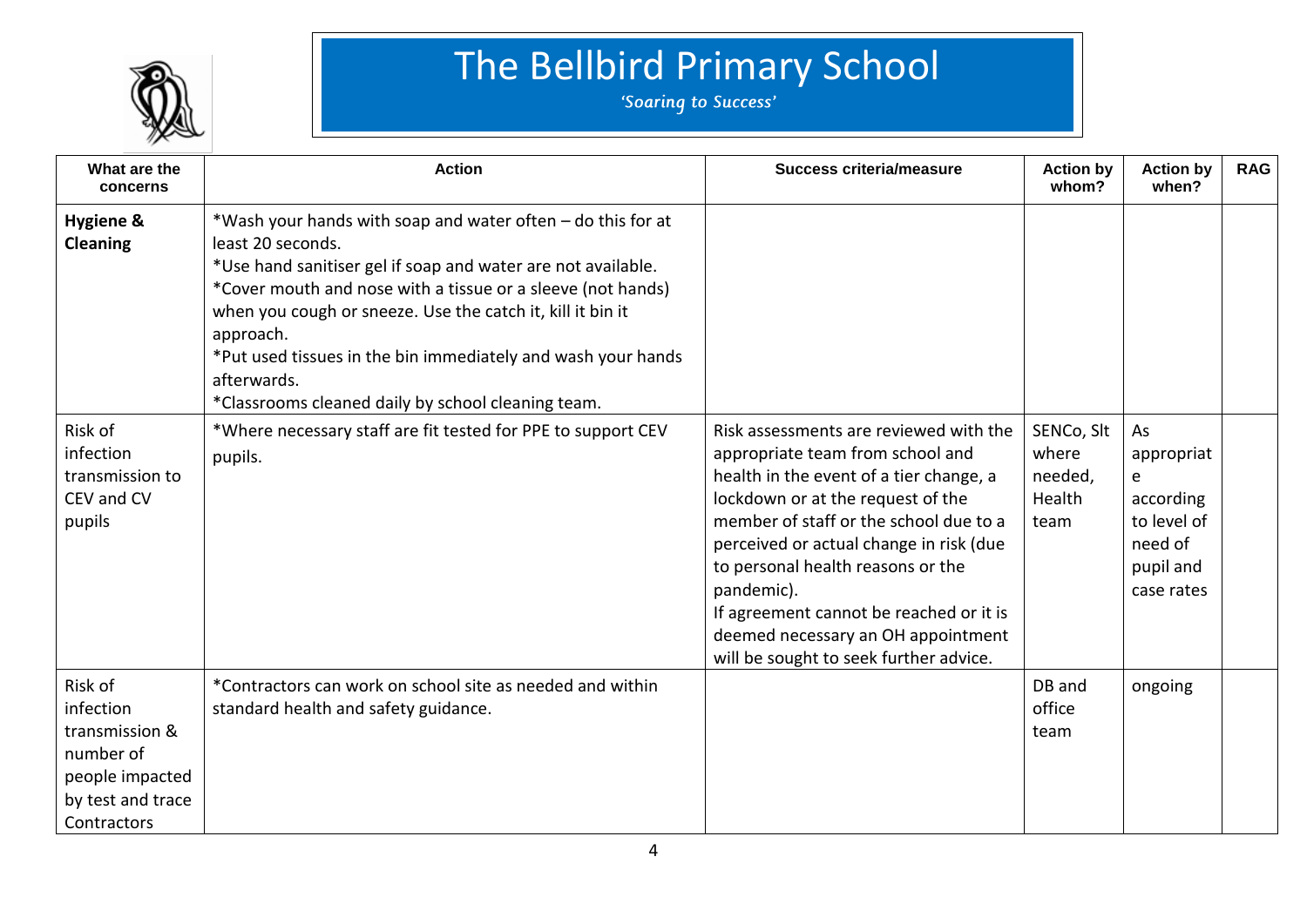# The Bellbird Primary School

*'Soaring to Success'*

| What are the concerns | Action | Success criteria/measure | Action by whom? | Action by when? | RAG |
|---|---|---|---|---|---|
| **Hygiene & Cleaning** | *Wash your hands with soap and water often – do this for at least 20 seconds.<br>*Use hand sanitiser gel if soap and water are not available.<br>*Cover mouth and nose with a tissue or a sleeve (not hands) when you cough or sneeze. Use the catch it, kill it bin it approach.<br>*Put used tissues in the bin immediately and wash your hands afterwards.<br>*Classrooms cleaned daily by school cleaning team. | | | | |
| Risk of infection transmission to CEV and CV pupils | *Where necessary staff are fit tested for PPE to support CEV pupils. | Risk assessments are reviewed with the appropriate team from school and health in the event of a tier change, a lockdown or at the request of the member of staff or the school due to a perceived or actual change in risk (due to personal health reasons or the pandemic).<br>If agreement cannot be reached or it is deemed necessary an OH appointment will be sought to seek further advice. | SENCo, Slt where needed, Health team | As appropriate according to level of need of pupil and case rates | |
| Risk of infection transmission & number of people impacted by test and trace Contractors | *Contractors can work on school site as needed and within standard health and safety guidance. | | DB and office team | ongoing | |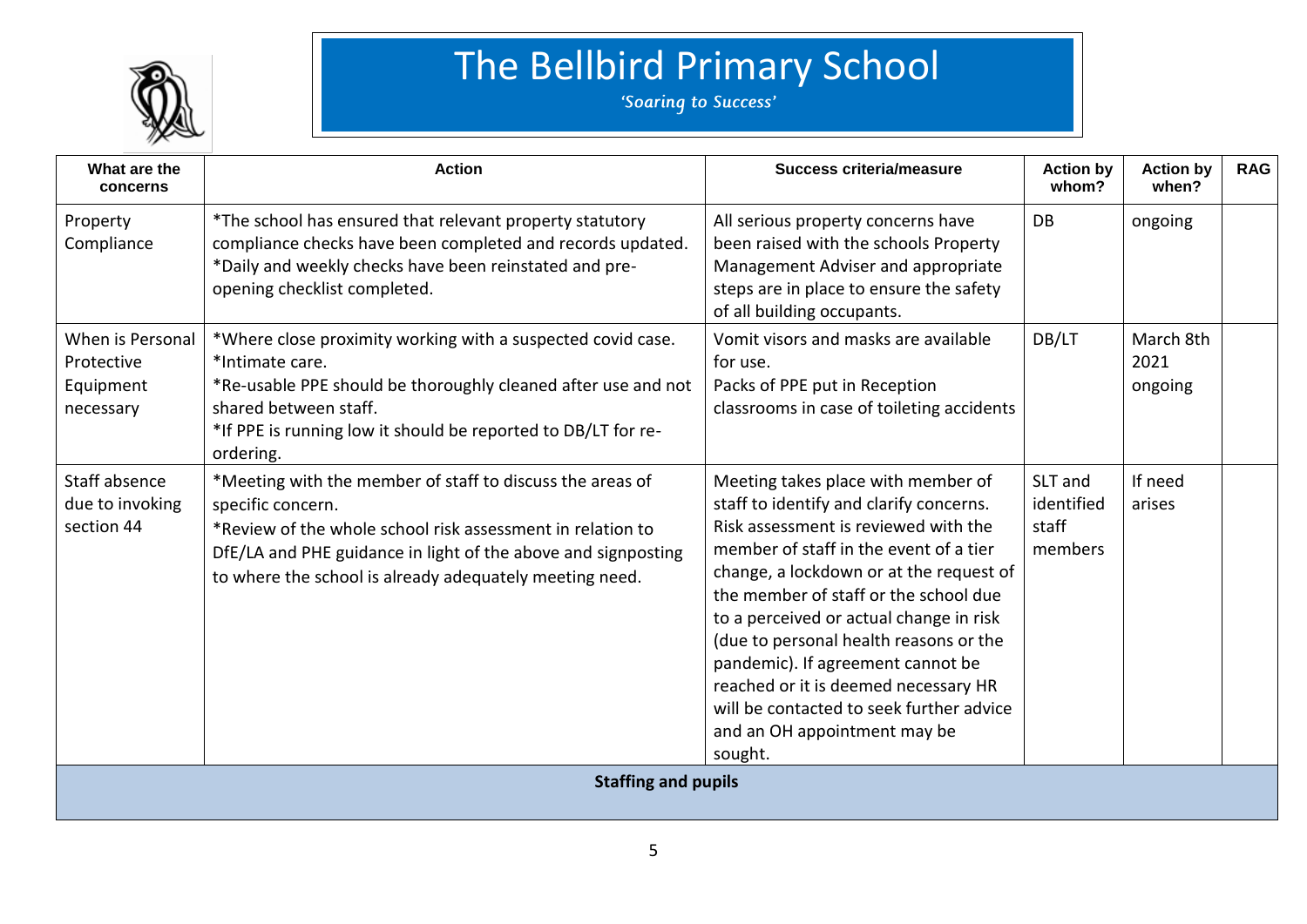# The Bellbird Primary School

*'Soaring to Success'*

| What are the concerns | Action | Success criteria/measure | Action by whom? | Action by when? | RAG |
|---|---|---|---|---|---|
| Property Compliance | *The school has ensured that relevant property statutory compliance checks have been completed and records updated.<br>*Daily and weekly checks have been reinstated and pre-opening checklist completed. | All serious property concerns have been raised with the schools Property Management Adviser and appropriate steps are in place to ensure the safety of all building occupants. | DB | ongoing | |
| When is Personal Protective Equipment necessary | *Where close proximity working with a suspected covid case.<br>*Intimate care.<br>*Re-usable PPE should be thoroughly cleaned after use and not shared between staff.<br>*If PPE is running low it should be reported to DB/LT for re-ordering. | Vomit visors and masks are available for use.<br>Packs of PPE put in Reception classrooms in case of toileting accidents | DB/LT | March 8th 2021 ongoing | |
| Staff absence due to invoking section 44 | *Meeting with the member of staff to discuss the areas of specific concern.<br>*Review of the whole school risk assessment in relation to DfE/LA and PHE guidance in light of the above and signposting to where the school is already adequately meeting need. | Meeting takes place with member of staff to identify and clarify concerns. Risk assessment is reviewed with the member of staff in the event of a tier change, a lockdown or at the request of the member of staff or the school due to a perceived or actual change in risk (due to personal health reasons or the pandemic). If agreement cannot be reached or it is deemed necessary HR will be contacted to seek further advice and an OH appointment may be sought. | SLT and identified staff members | If need arises | |
| **Staffing and pupils** | | | | | |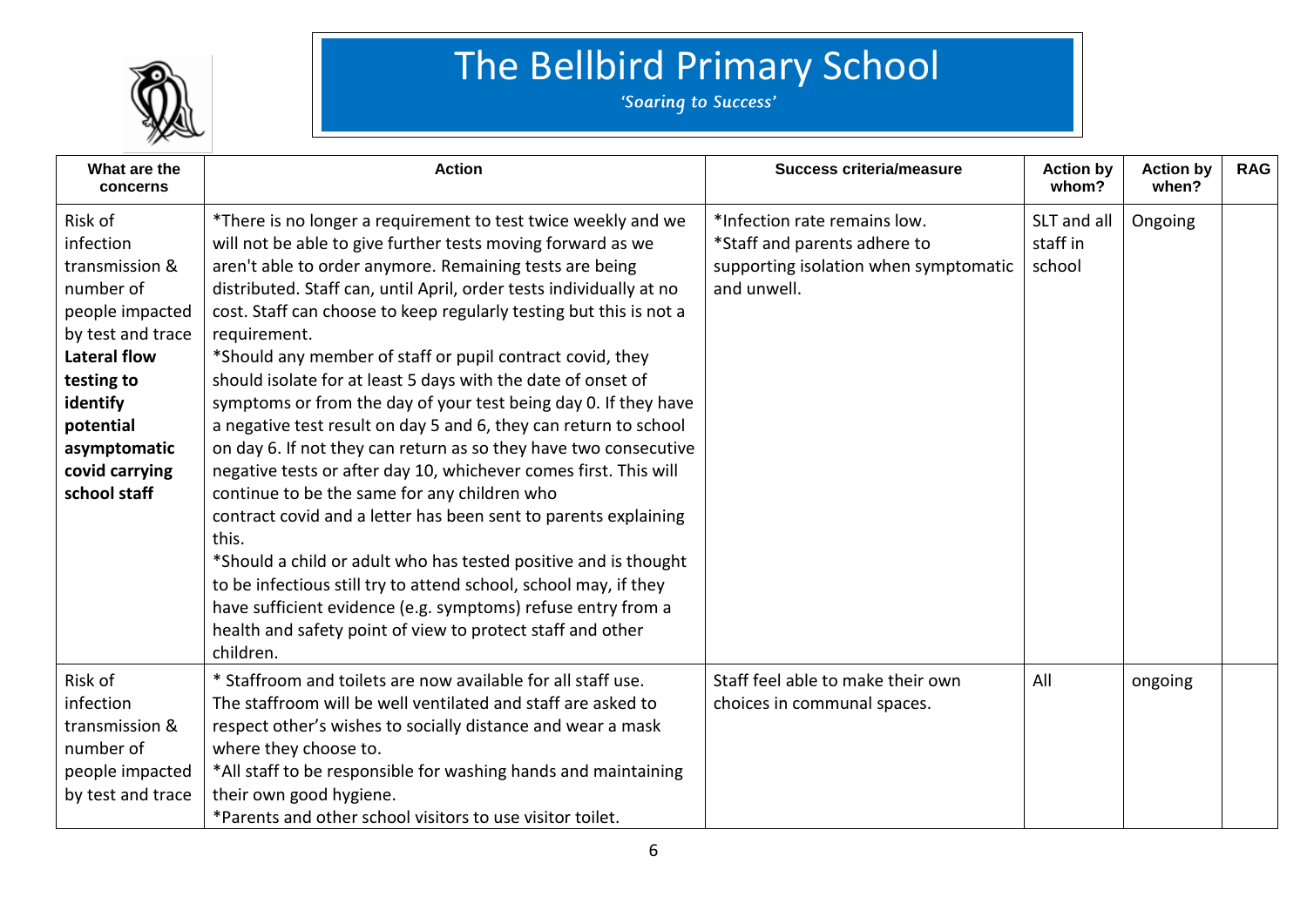# The Bellbird Primary School

*'Soaring to Success'*

| What are the concerns | Action | Success criteria/measure | Action by whom? | Action by when? | RAG |
|---|---|---|---|---|---|
| Risk of infection transmission & number of people impacted by test and trace **Lateral flow testing to identify potential asymptomatic covid carrying school staff** | *There is no longer a requirement to test twice weekly and we will not be able to give further tests moving forward as we aren't able to order anymore. Remaining tests are being distributed. Staff can, until April, order tests individually at no cost. Staff can choose to keep regularly testing but this is not a requirement.<br>*Should any member of staff or pupil contract covid, they should isolate for at least 5 days with the date of onset of symptoms or from the day of your test being day 0. If they have a negative test result on day 5 and 6, they can return to school on day 6. If not they can return as so they have two consecutive negative tests or after day 10, whichever comes first. This will continue to be the same for any children who contract covid and a letter has been sent to parents explaining this.<br>*Should a child or adult who has tested positive and is thought to be infectious still try to attend school, school may, if they have sufficient evidence (e.g. symptoms) refuse entry from a health and safety point of view to protect staff and other children. | *Infection rate remains low.<br>*Staff and parents adhere to supporting isolation when symptomatic and unwell. | SLT and all staff in school | Ongoing | |
| Risk of infection transmission & number of people impacted by test and trace | * Staffroom and toilets are now available for all staff use. The staffroom will be well ventilated and staff are asked to respect other's wishes to socially distance and wear a mask where they choose to.<br>*All staff to be responsible for washing hands and maintaining their own good hygiene.<br>*Parents and other school visitors to use visitor toilet. | Staff feel able to make their own choices in communal spaces. | All | ongoing | |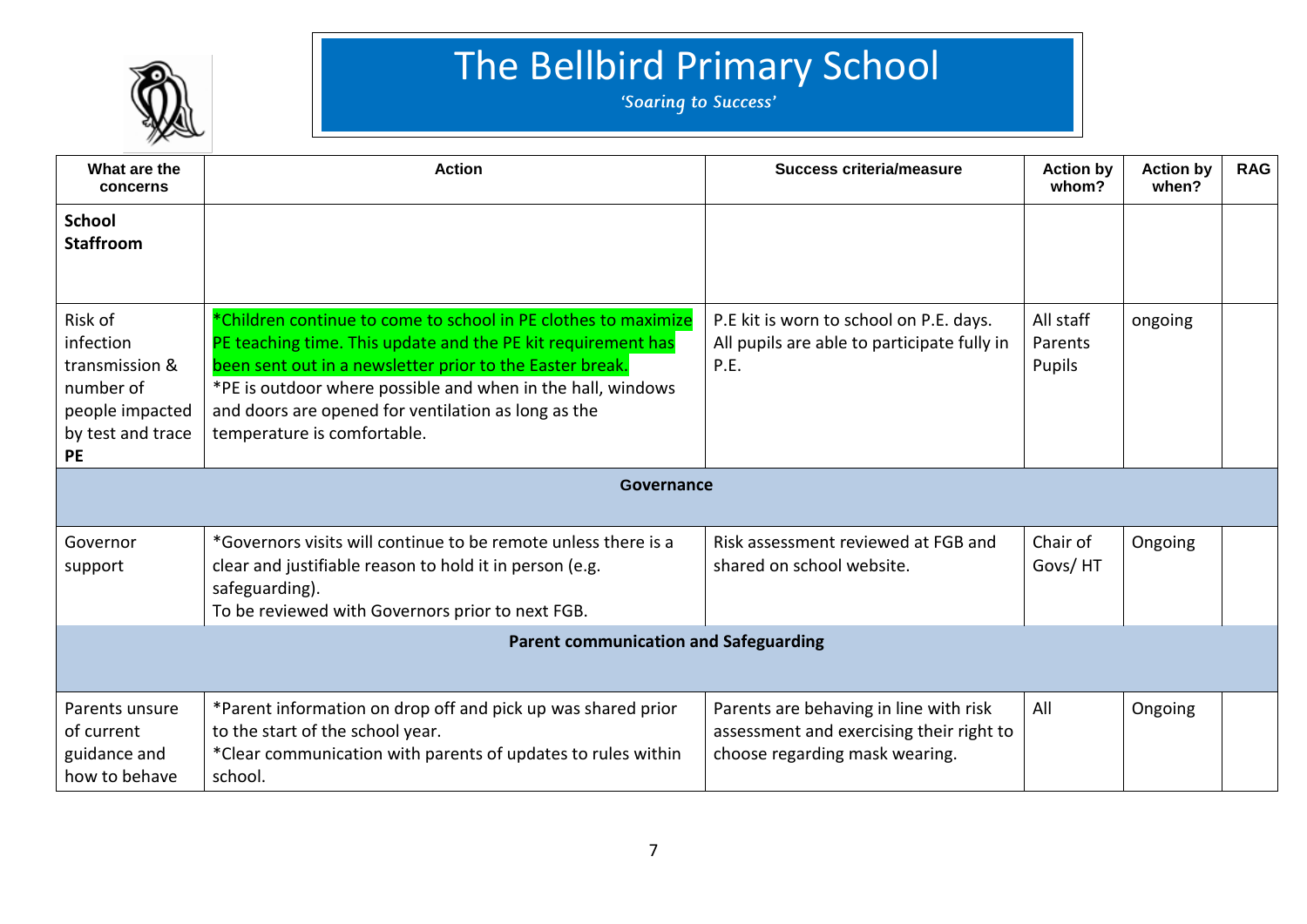# The Bellbird Primary School

*'Soaring to Success'*

| What are the concerns | Action | Success criteria/measure | Action by whom? | Action by when? | RAG |
|---|---|---|---|---|---|
| **School Staffroom** | | | | | |
| Risk of infection transmission & number of people impacted by test and trace **PE** | *Children continue to come to school in PE clothes to maximize PE teaching time. This update and the PE kit requirement has been sent out in a newsletter prior to the Easter break.<br>*PE is outdoor where possible and when in the hall, windows and doors are opened for ventilation as long as the temperature is comfortable. | P.E kit is worn to school on P.E. days. All pupils are able to participate fully in P.E. | All staff<br>Parents<br>Pupils | ongoing | |
| **Governance** | | | | | |
| Governor support | *Governors visits will continue to be remote unless there is a clear and justifiable reason to hold it in person (e.g. safeguarding).<br>To be reviewed with Governors prior to next FGB. | Risk assessment reviewed at FGB and shared on school website. | Chair of Govs/ HT | Ongoing | |
| **Parent communication and Safeguarding** | | | | | |
| Parents unsure of current guidance and how to behave | *Parent information on drop off and pick up was shared prior to the start of the school year.<br>*Clear communication with parents of updates to rules within school. | Parents are behaving in line with risk assessment and exercising their right to choose regarding mask wearing. | All | Ongoing | |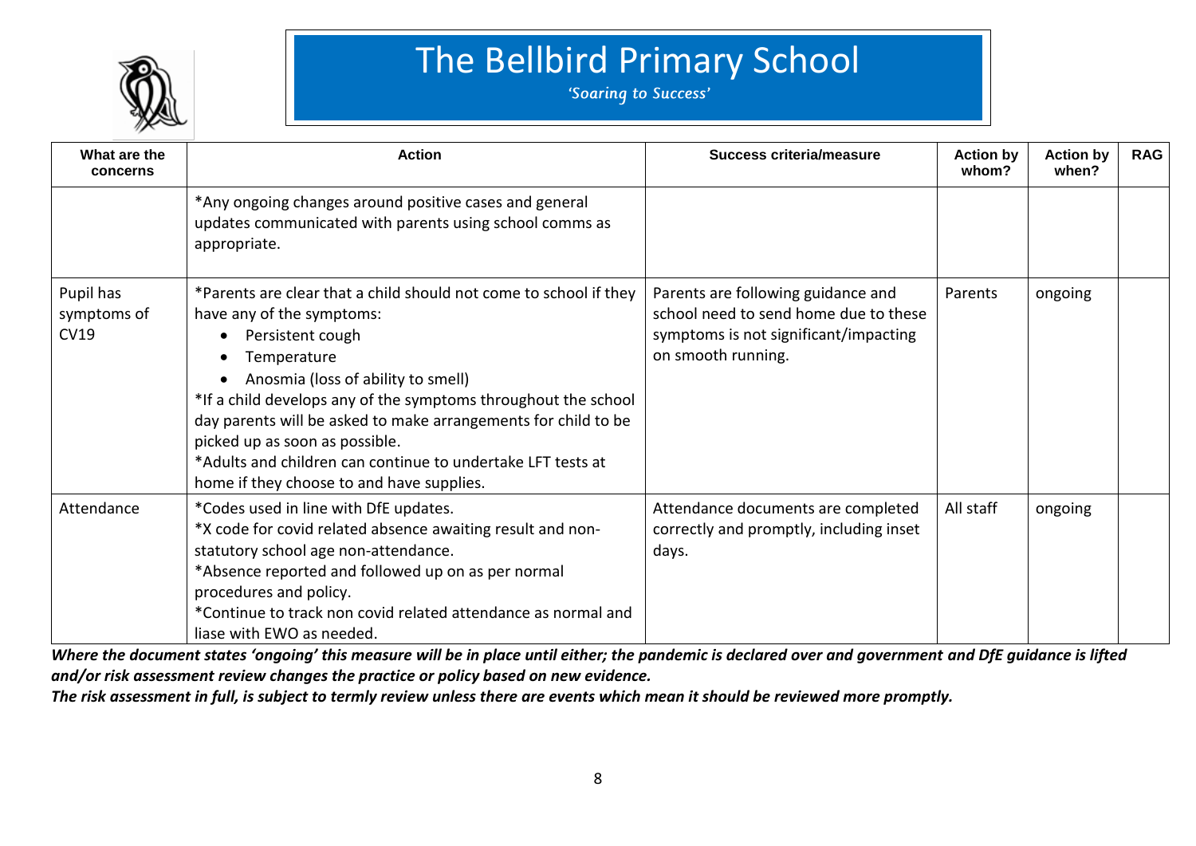# The Bellbird Primary School

*'Soaring to Success'*

| What are the concerns | Action | Success criteria/measure | Action by whom? | Action by when? | RAG |
|---|---|---|---|---|---|
| | *Any ongoing changes around positive cases and general updates communicated with parents using school comms as appropriate. | | | | |
| Pupil has symptoms of CV19 | *Parents are clear that a child should not come to school if they have any of the symptoms:<br>• Persistent cough<br>• Temperature<br>• Anosmia (loss of ability to smell)<br>*If a child develops any of the symptoms throughout the school day parents will be asked to make arrangements for child to be picked up as soon as possible.<br>*Adults and children can continue to undertake LFT tests at home if they choose to and have supplies. | Parents are following guidance and school need to send home due to these symptoms is not significant/impacting on smooth running. | Parents | ongoing | |
| Attendance | *Codes used in line with DfE updates.<br>*X code for covid related absence awaiting result and non-statutory school age non-attendance.<br>*Absence reported and followed up on as per normal procedures and policy.<br>*Continue to track non covid related attendance as normal and liase with EWO as needed. | Attendance documents are completed correctly and promptly, including inset days. | All staff | ongoing | |

***Where the document states 'ongoing' this measure will be in place until either; the pandemic is declared over and government and DfE guidance is lifted and/or risk assessment review changes the practice or policy based on new evidence.***

***The risk assessment in full, is subject to termly review unless there are events which mean it should be reviewed more promptly.***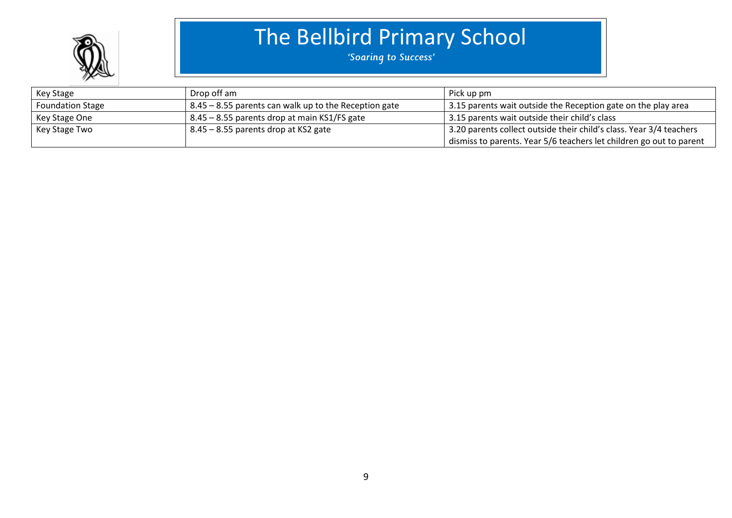# The Bellbird Primary School

*'Soaring to Success'*

| Key Stage | Drop off am | Pick up pm |
|---|---|---|
| Foundation Stage | 8.45 – 8.55 parents can walk up to the Reception gate | 3.15 parents wait outside the Reception gate on the play area |
| Key Stage One | 8.45 – 8.55 parents drop at main KS1/FS gate | 3.15 parents wait outside their child's class |
| Key Stage Two | 8.45 – 8.55 parents drop at KS2 gate | 3.20 parents collect outside their child's class. Year 3/4 teachers dismiss to parents. Year 5/6 teachers let children go out to parent |